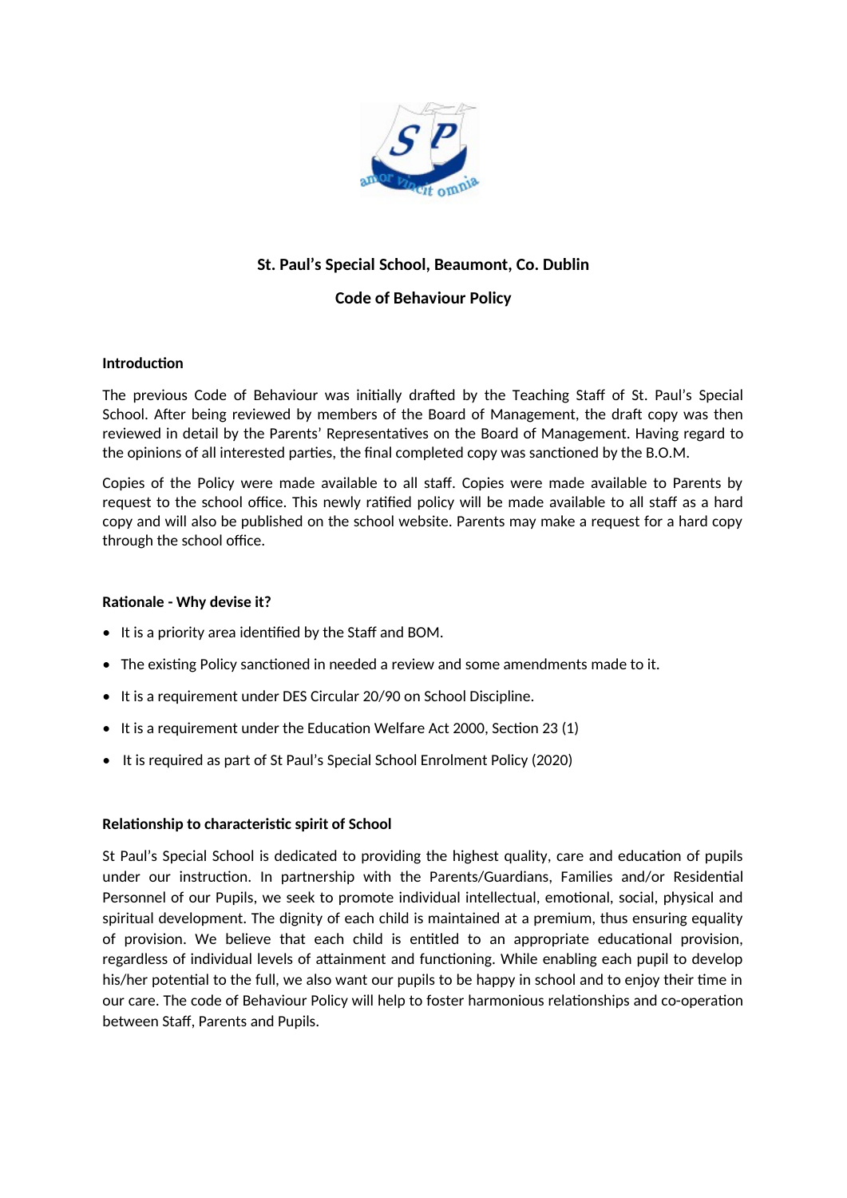# St. Paul's Special School, Beaumont, Co. Dublin

## Code of Behaviour Policy

**Introduction**

The previous Code of Behaviour was initially drafted by the Teaching Staff of St. Paul's Special School. After being reviewed by members of the Board of Management, the draft copy was then reviewed in detail by the Parents' Representatives on the Board of Management. Having regard to the opinions of all interested parties, the final completed copy was sanctioned by the B.O.M.

Copies of the Policy were made available to all staff. Copies were made available to Parents by request to the school office. This newly ratified policy will be made available to all staff as a hard copy and will also be published on the school website. Parents may make a request for a hard copy through the school office.

**Rationale - Why devise it?**

- It is a priority area identified by the Staff and BOM.
- The existing Policy sanctioned in needed a review and some amendments made to it.
- It is a requirement under DES Circular 20/90 on School Discipline.
- It is a requirement under the Education Welfare Act 2000, Section 23 (1)
- It is required as part of St Paul's Special School Enrolment Policy (2020)

**Relationship to characteristic spirit of School**

St Paul's Special School is dedicated to providing the highest quality, care and education of pupils under our instruction. In partnership with the Parents/Guardians, Families and/or Residential Personnel of our Pupils, we seek to promote individual intellectual, emotional, social, physical and spiritual development. The dignity of each child is maintained at a premium, thus ensuring equality of provision. We believe that each child is entitled to an appropriate educational provision, regardless of individual levels of attainment and functioning. While enabling each pupil to develop his/her potential to the full, we also want our pupils to be happy in school and to enjoy their time in our care. The code of Behaviour Policy will help to foster harmonious relationships and co-operation between Staff, Parents and Pupils.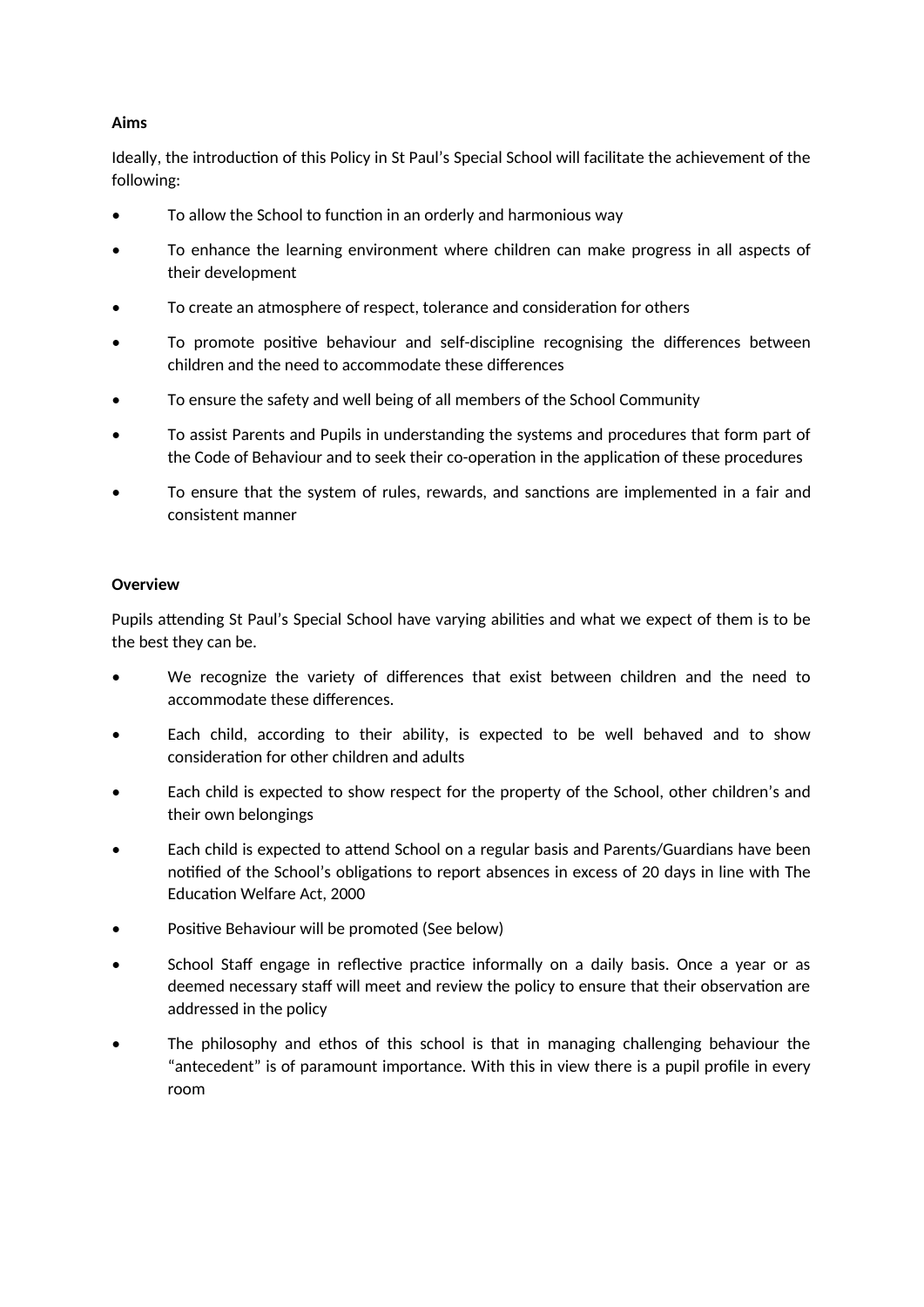**Aims**

Ideally, the introduction of this Policy in St Paul's Special School will facilitate the achievement of the following:

- To allow the School to function in an orderly and harmonious way
- To enhance the learning environment where children can make progress in all aspects of their development
- To create an atmosphere of respect, tolerance and consideration for others
- To promote positive behaviour and self-discipline recognising the differences between children and the need to accommodate these differences
- To ensure the safety and well being of all members of the School Community
- To assist Parents and Pupils in understanding the systems and procedures that form part of the Code of Behaviour and to seek their co-operation in the application of these procedures
- To ensure that the system of rules, rewards, and sanctions are implemented in a fair and consistent manner

**Overview**

Pupils attending St Paul's Special School have varying abilities and what we expect of them is to be the best they can be.

- We recognize the variety of differences that exist between children and the need to accommodate these differences.
- Each child, according to their ability, is expected to be well behaved and to show consideration for other children and adults
- Each child is expected to show respect for the property of the School, other children's and their own belongings
- Each child is expected to attend School on a regular basis and Parents/Guardians have been notified of the School's obligations to report absences in excess of 20 days in line with The Education Welfare Act, 2000
- Positive Behaviour will be promoted (See below)
- School Staff engage in reflective practice informally on a daily basis. Once a year or as deemed necessary staff will meet and review the policy to ensure that their observation are addressed in the policy
- The philosophy and ethos of this school is that in managing challenging behaviour the "antecedent" is of paramount importance. With this in view there is a pupil profile in every room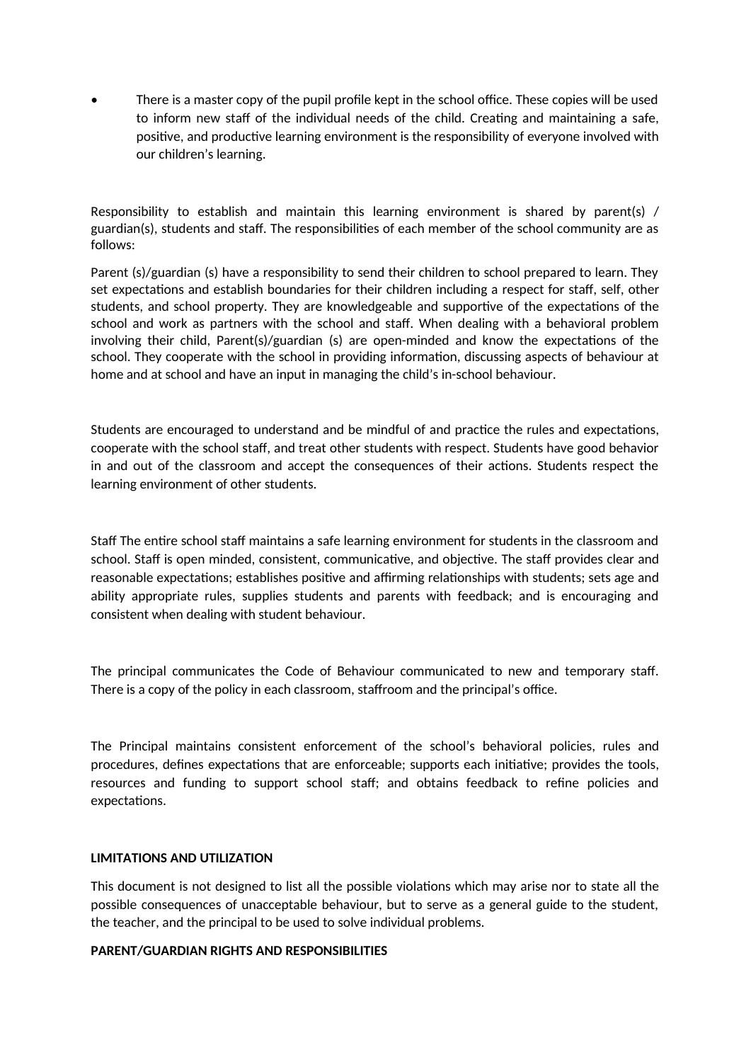- There is a master copy of the pupil profile kept in the school office. These copies will be used to inform new staff of the individual needs of the child. Creating and maintaining a safe, positive, and productive learning environment is the responsibility of everyone involved with our children's learning.

Responsibility to establish and maintain this learning environment is shared by parent(s) / guardian(s), students and staff. The responsibilities of each member of the school community are as follows:

Parent (s)/guardian (s) have a responsibility to send their children to school prepared to learn. They set expectations and establish boundaries for their children including a respect for staff, self, other students, and school property. They are knowledgeable and supportive of the expectations of the school and work as partners with the school and staff. When dealing with a behavioral problem involving their child, Parent(s)/guardian (s) are open-minded and know the expectations of the school. They cooperate with the school in providing information, discussing aspects of behaviour at home and at school and have an input in managing the child's in-school behaviour.

Students are encouraged to understand and be mindful of and practice the rules and expectations, cooperate with the school staff, and treat other students with respect. Students have good behavior in and out of the classroom and accept the consequences of their actions. Students respect the learning environment of other students.

Staff The entire school staff maintains a safe learning environment for students in the classroom and school. Staff is open minded, consistent, communicative, and objective. The staff provides clear and reasonable expectations; establishes positive and affirming relationships with students; sets age and ability appropriate rules, supplies students and parents with feedback; and is encouraging and consistent when dealing with student behaviour.

The principal communicates the Code of Behaviour communicated to new and temporary staff. There is a copy of the policy in each classroom, staffroom and the principal's office.

The Principal maintains consistent enforcement of the school's behavioral policies, rules and procedures, defines expectations that are enforceable; supports each initiative; provides the tools, resources and funding to support school staff; and obtains feedback to refine policies and expectations.

**LIMITATIONS AND UTILIZATION**

This document is not designed to list all the possible violations which may arise nor to state all the possible consequences of unacceptable behaviour, but to serve as a general guide to the student, the teacher, and the principal to be used to solve individual problems.

**PARENT/GUARDIAN RIGHTS AND RESPONSIBILITIES**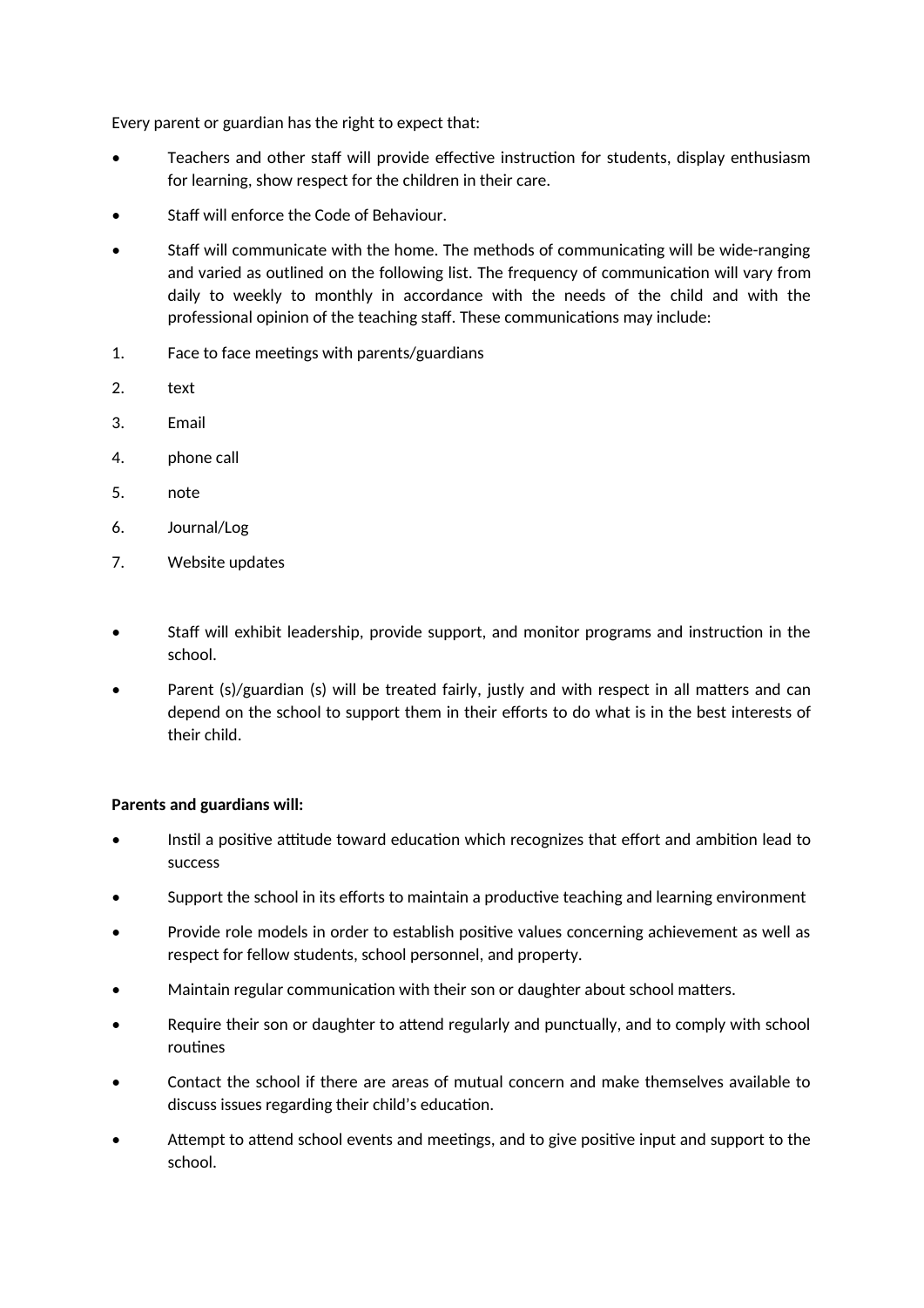Every parent or guardian has the right to expect that:

- Teachers and other staff will provide effective instruction for students, display enthusiasm for learning, show respect for the children in their care.
- Staff will enforce the Code of Behaviour.
- Staff will communicate with the home. The methods of communicating will be wide-ranging and varied as outlined on the following list. The frequency of communication will vary from daily to weekly to monthly in accordance with the needs of the child and with the professional opinion of the teaching staff. These communications may include:

1. Face to face meetings with parents/guardians
2. text
3. Email
4. phone call
5. note
6. Journal/Log
7. Website updates

- Staff will exhibit leadership, provide support, and monitor programs and instruction in the school.
- Parent (s)/guardian (s) will be treated fairly, justly and with respect in all matters and can depend on the school to support them in their efforts to do what is in the best interests of their child.

**Parents and guardians will:**

- Instil a positive attitude toward education which recognizes that effort and ambition lead to success
- Support the school in its efforts to maintain a productive teaching and learning environment
- Provide role models in order to establish positive values concerning achievement as well as respect for fellow students, school personnel, and property.
- Maintain regular communication with their son or daughter about school matters.
- Require their son or daughter to attend regularly and punctually, and to comply with school routines
- Contact the school if there are areas of mutual concern and make themselves available to discuss issues regarding their child's education.
- Attempt to attend school events and meetings, and to give positive input and support to the school.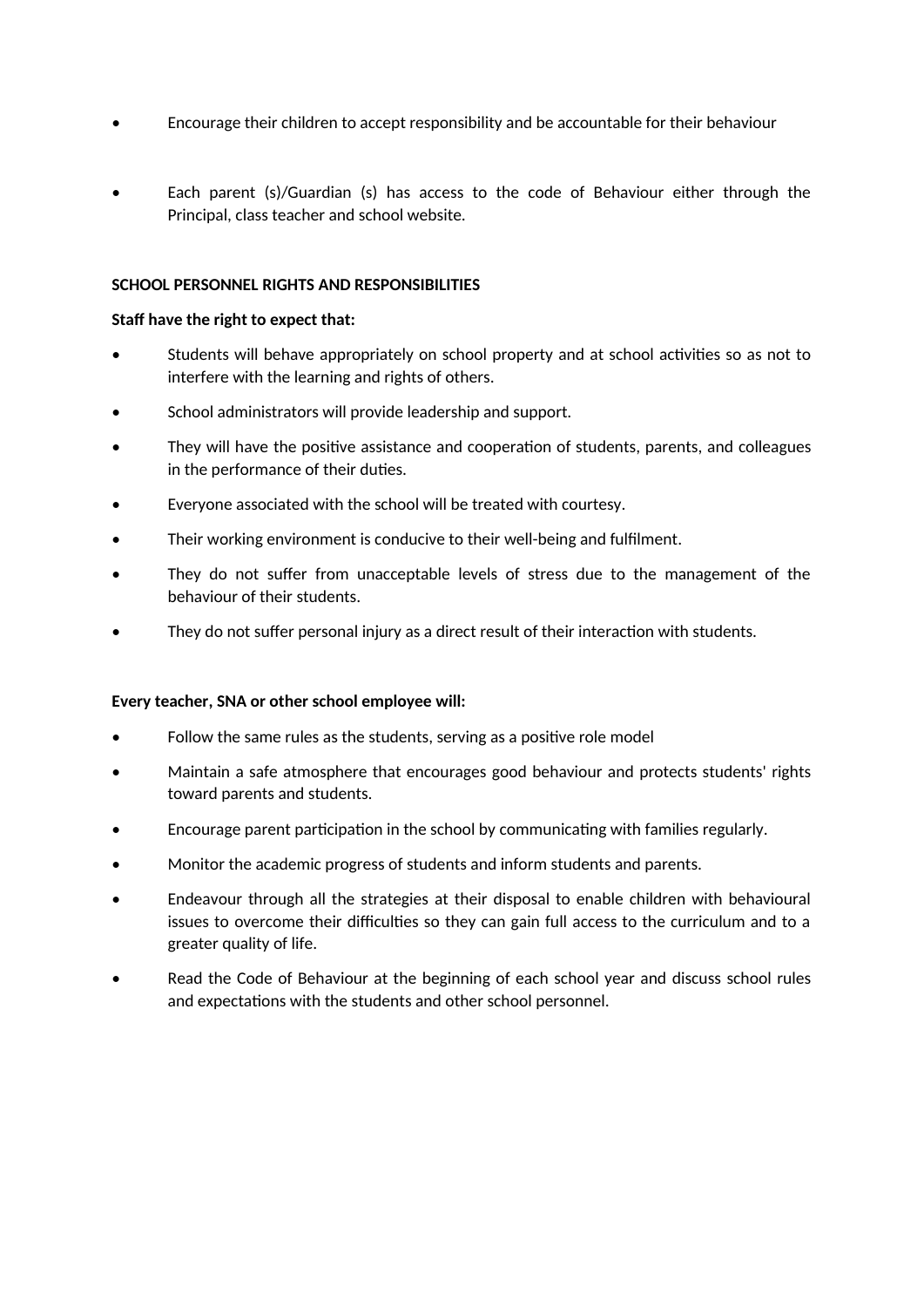- Encourage their children to accept responsibility and be accountable for their behaviour

- Each parent (s)/Guardian (s) has access to the code of Behaviour either through the Principal, class teacher and school website.

**SCHOOL PERSONNEL RIGHTS AND RESPONSIBILITIES**

**Staff have the right to expect that:**

- Students will behave appropriately on school property and at school activities so as not to interfere with the learning and rights of others.
- School administrators will provide leadership and support.
- They will have the positive assistance and cooperation of students, parents, and colleagues in the performance of their duties.
- Everyone associated with the school will be treated with courtesy.
- Their working environment is conducive to their well-being and fulfilment.
- They do not suffer from unacceptable levels of stress due to the management of the behaviour of their students.
- They do not suffer personal injury as a direct result of their interaction with students.

**Every teacher, SNA or other school employee will:**

- Follow the same rules as the students, serving as a positive role model
- Maintain a safe atmosphere that encourages good behaviour and protects students' rights toward parents and students.
- Encourage parent participation in the school by communicating with families regularly.
- Monitor the academic progress of students and inform students and parents.
- Endeavour through all the strategies at their disposal to enable children with behavioural issues to overcome their difficulties so they can gain full access to the curriculum and to a greater quality of life.
- Read the Code of Behaviour at the beginning of each school year and discuss school rules and expectations with the students and other school personnel.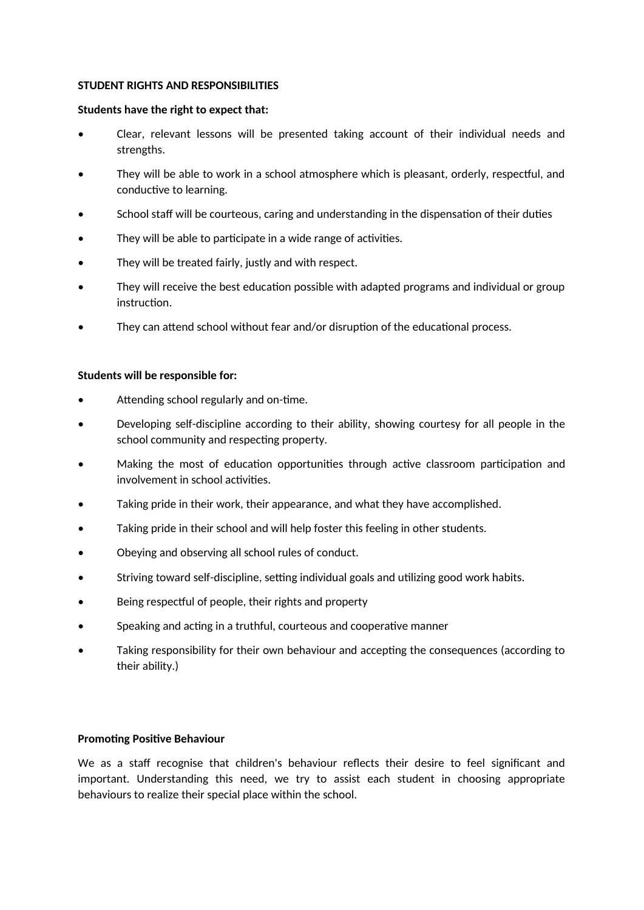**STUDENT RIGHTS AND RESPONSIBILITIES**

**Students have the right to expect that:**

- Clear, relevant lessons will be presented taking account of their individual needs and strengths.
- They will be able to work in a school atmosphere which is pleasant, orderly, respectful, and conductive to learning.
- School staff will be courteous, caring and understanding in the dispensation of their duties
- They will be able to participate in a wide range of activities.
- They will be treated fairly, justly and with respect.
- They will receive the best education possible with adapted programs and individual or group instruction.
- They can attend school without fear and/or disruption of the educational process.

**Students will be responsible for:**

- Attending school regularly and on-time.
- Developing self-discipline according to their ability, showing courtesy for all people in the school community and respecting property.
- Making the most of education opportunities through active classroom participation and involvement in school activities.
- Taking pride in their work, their appearance, and what they have accomplished.
- Taking pride in their school and will help foster this feeling in other students.
- Obeying and observing all school rules of conduct.
- Striving toward self-discipline, setting individual goals and utilizing good work habits.
- Being respectful of people, their rights and property
- Speaking and acting in a truthful, courteous and cooperative manner
- Taking responsibility for their own behaviour and accepting the consequences (according to their ability.)

**Promoting Positive Behaviour**

We as a staff recognise that children's behaviour reflects their desire to feel significant and important. Understanding this need, we try to assist each student in choosing appropriate behaviours to realize their special place within the school.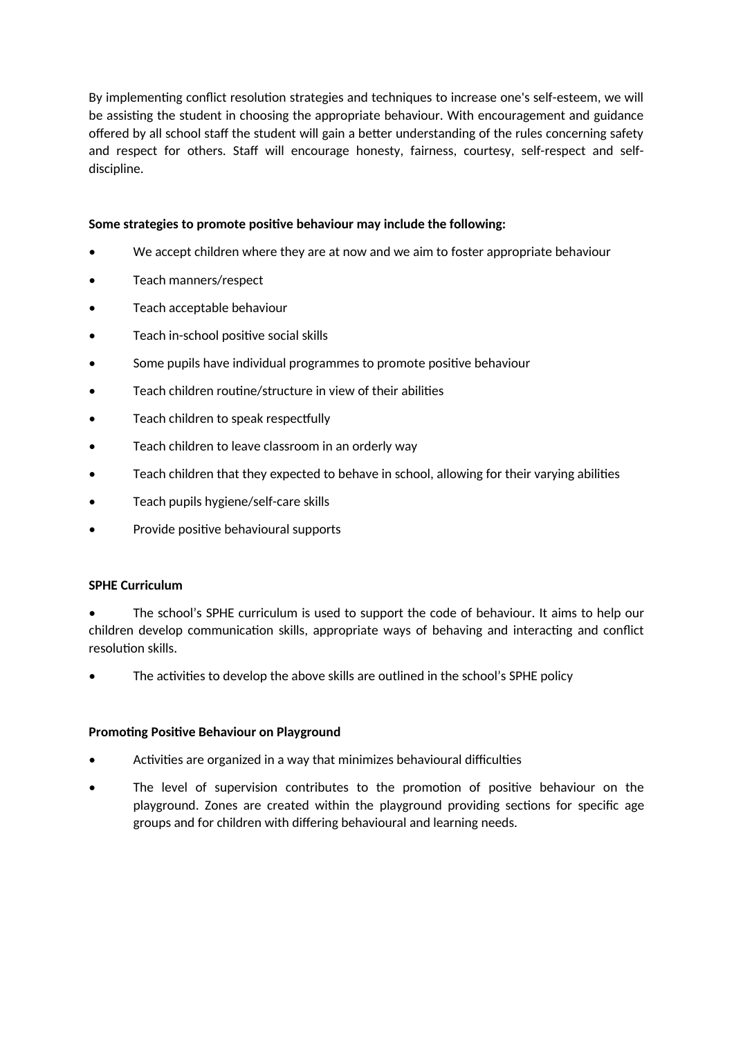By implementing conflict resolution strategies and techniques to increase one's self-esteem, we will be assisting the student in choosing the appropriate behaviour. With encouragement and guidance offered by all school staff the student will gain a better understanding of the rules concerning safety and respect for others. Staff will encourage honesty, fairness, courtesy, self-respect and self-discipline.

**Some strategies to promote positive behaviour may include the following:**

- We accept children where they are at now and we aim to foster appropriate behaviour
- Teach manners/respect
- Teach acceptable behaviour
- Teach in-school positive social skills
- Some pupils have individual programmes to promote positive behaviour
- Teach children routine/structure in view of their abilities
- Teach children to speak respectfully
- Teach children to leave classroom in an orderly way
- Teach children that they expected to behave in school, allowing for their varying abilities
- Teach pupils hygiene/self-care skills
- Provide positive behavioural supports

**SPHE Curriculum**

- The school's SPHE curriculum is used to support the code of behaviour. It aims to help our children develop communication skills, appropriate ways of behaving and interacting and conflict resolution skills.
- The activities to develop the above skills are outlined in the school's SPHE policy

**Promoting Positive Behaviour on Playground**

- Activities are organized in a way that minimizes behavioural difficulties
- The level of supervision contributes to the promotion of positive behaviour on the playground. Zones are created within the playground providing sections for specific age groups and for children with differing behavioural and learning needs.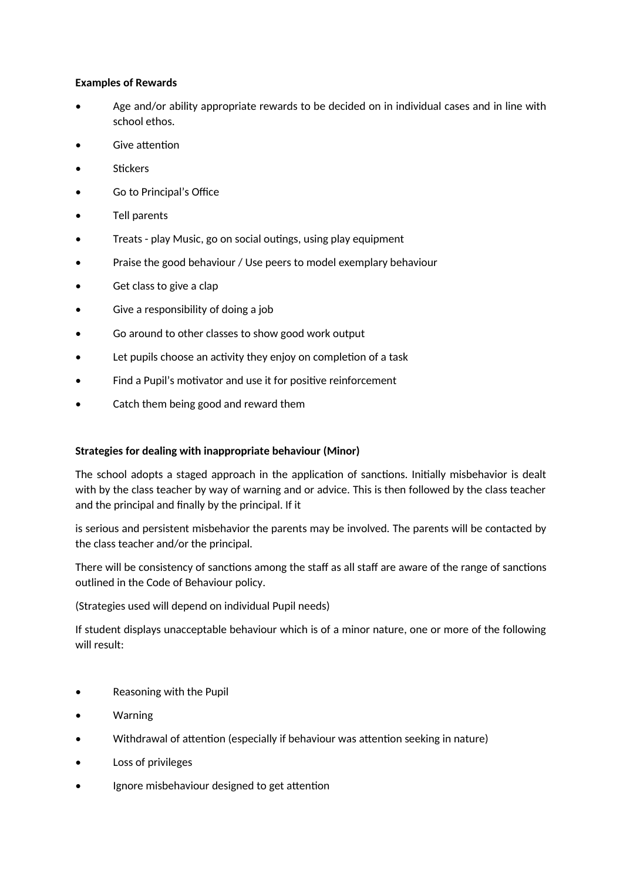**Examples of Rewards**

- Age and/or ability appropriate rewards to be decided on in individual cases and in line with school ethos.
- Give attention
- Stickers
- Go to Principal's Office
- Tell parents
- Treats - play Music, go on social outings, using play equipment
- Praise the good behaviour / Use peers to model exemplary behaviour
- Get class to give a clap
- Give a responsibility of doing a job
- Go around to other classes to show good work output
- Let pupils choose an activity they enjoy on completion of a task
- Find a Pupil's motivator and use it for positive reinforcement
- Catch them being good and reward them

**Strategies for dealing with inappropriate behaviour (Minor)**

The school adopts a staged approach in the application of sanctions. Initially misbehavior is dealt with by the class teacher by way of warning and or advice. This is then followed by the class teacher and the principal and finally by the principal. If it

is serious and persistent misbehavior the parents may be involved. The parents will be contacted by the class teacher and/or the principal.

There will be consistency of sanctions among the staff as all staff are aware of the range of sanctions outlined in the Code of Behaviour policy.

(Strategies used will depend on individual Pupil needs)

If student displays unacceptable behaviour which is of a minor nature, one or more of the following will result:

- Reasoning with the Pupil
- Warning
- Withdrawal of attention (especially if behaviour was attention seeking in nature)
- Loss of privileges
- Ignore misbehaviour designed to get attention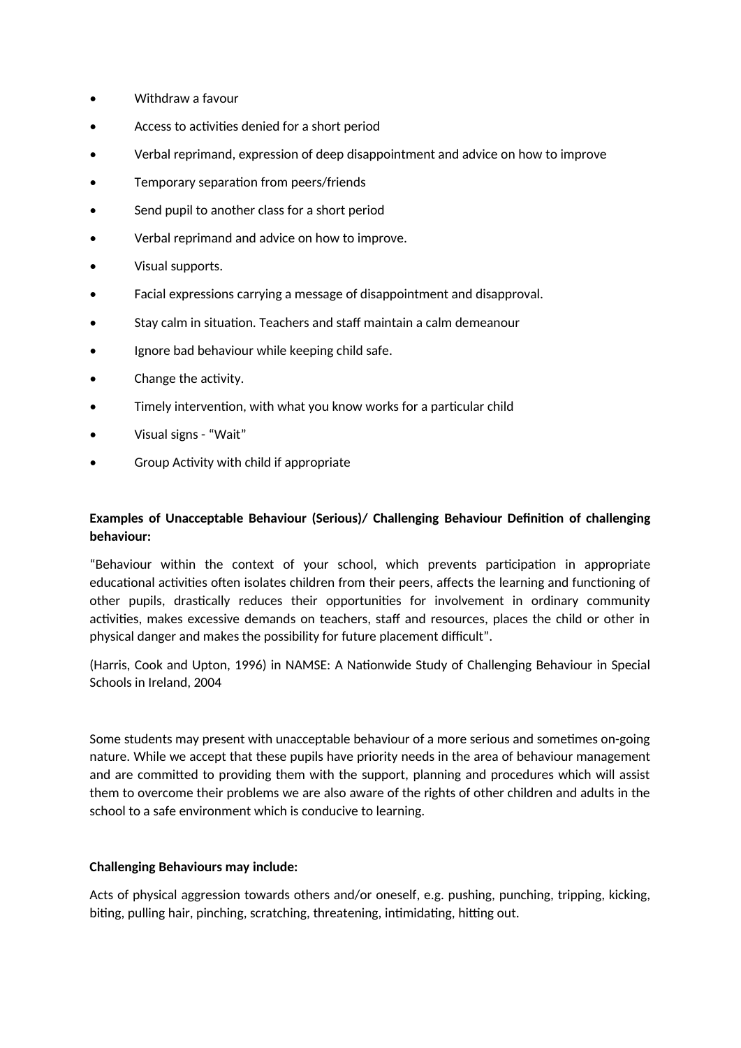- Withdraw a favour
- Access to activities denied for a short period
- Verbal reprimand, expression of deep disappointment and advice on how to improve
- Temporary separation from peers/friends
- Send pupil to another class for a short period
- Verbal reprimand and advice on how to improve.
- Visual supports.
- Facial expressions carrying a message of disappointment and disapproval.
- Stay calm in situation. Teachers and staff maintain a calm demeanour
- Ignore bad behaviour while keeping child safe.
- Change the activity.
- Timely intervention, with what you know works for a particular child
- Visual signs - "Wait"
- Group Activity with child if appropriate

**Examples of Unacceptable Behaviour (Serious)/ Challenging Behaviour Definition of challenging behaviour:**

"Behaviour within the context of your school, which prevents participation in appropriate educational activities often isolates children from their peers, affects the learning and functioning of other pupils, drastically reduces their opportunities for involvement in ordinary community activities, makes excessive demands on teachers, staff and resources, places the child or other in physical danger and makes the possibility for future placement difficult".

(Harris, Cook and Upton, 1996) in NAMSE: A Nationwide Study of Challenging Behaviour in Special Schools in Ireland, 2004

Some students may present with unacceptable behaviour of a more serious and sometimes on-going nature. While we accept that these pupils have priority needs in the area of behaviour management and are committed to providing them with the support, planning and procedures which will assist them to overcome their problems we are also aware of the rights of other children and adults in the school to a safe environment which is conducive to learning.

**Challenging Behaviours may include:**

Acts of physical aggression towards others and/or oneself, e.g. pushing, punching, tripping, kicking, biting, pulling hair, pinching, scratching, threatening, intimidating, hitting out.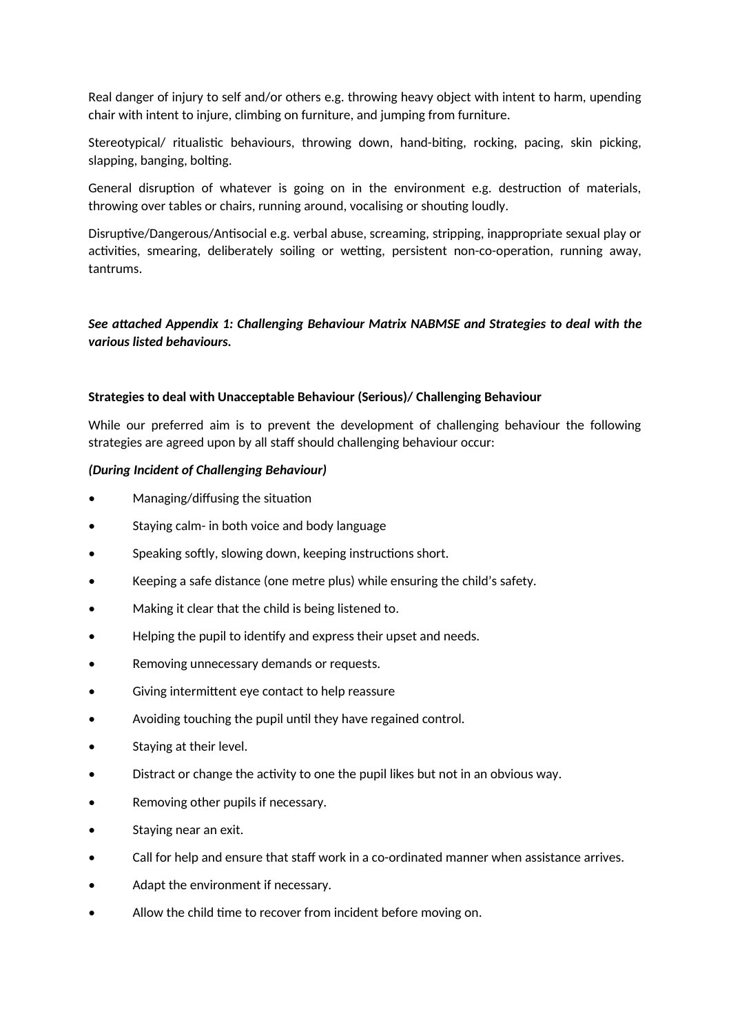Real danger of injury to self and/or others e.g. throwing heavy object with intent to harm, upending chair with intent to injure, climbing on furniture, and jumping from furniture.

Stereotypical/ ritualistic behaviours, throwing down, hand-biting, rocking, pacing, skin picking, slapping, banging, bolting.

General disruption of whatever is going on in the environment e.g. destruction of materials, throwing over tables or chairs, running around, vocalising or shouting loudly.

Disruptive/Dangerous/Antisocial e.g. verbal abuse, screaming, stripping, inappropriate sexual play or activities, smearing, deliberately soiling or wetting, persistent non-co-operation, running away, tantrums.

***See attached Appendix 1: Challenging Behaviour Matrix NABMSE and Strategies to deal with the various listed behaviours.***

**Strategies to deal with Unacceptable Behaviour (Serious)/ Challenging Behaviour**

While our preferred aim is to prevent the development of challenging behaviour the following strategies are agreed upon by all staff should challenging behaviour occur:

***(During Incident of Challenging Behaviour)***

- Managing/diffusing the situation
- Staying calm- in both voice and body language
- Speaking softly, slowing down, keeping instructions short.
- Keeping a safe distance (one metre plus) while ensuring the child's safety.
- Making it clear that the child is being listened to.
- Helping the pupil to identify and express their upset and needs.
- Removing unnecessary demands or requests.
- Giving intermittent eye contact to help reassure
- Avoiding touching the pupil until they have regained control.
- Staying at their level.
- Distract or change the activity to one the pupil likes but not in an obvious way.
- Removing other pupils if necessary.
- Staying near an exit.
- Call for help and ensure that staff work in a co-ordinated manner when assistance arrives.
- Adapt the environment if necessary.
- Allow the child time to recover from incident before moving on.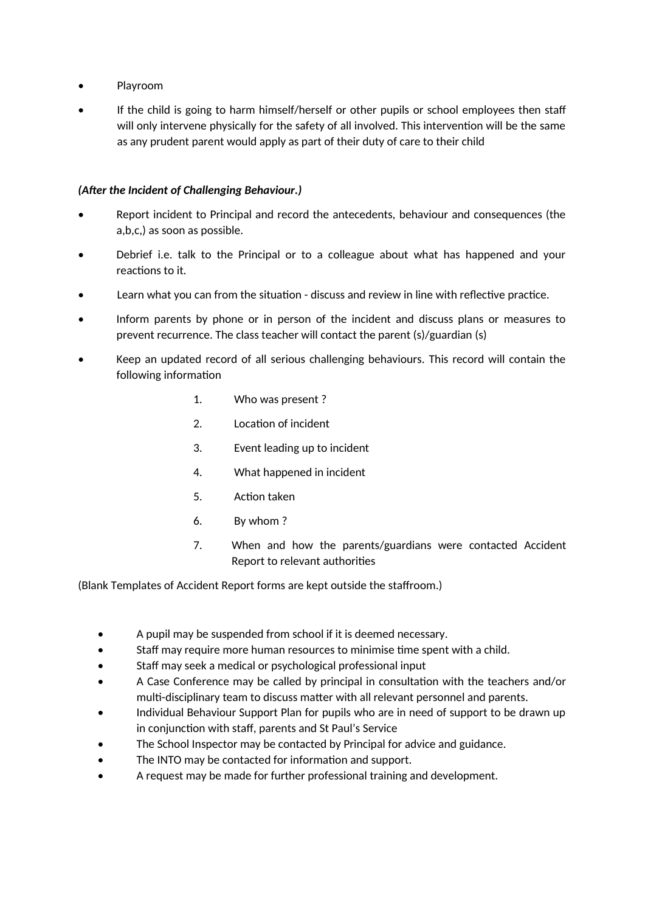- Playroom
- If the child is going to harm himself/herself or other pupils or school employees then staff will only intervene physically for the safety of all involved. This intervention will be the same as any prudent parent would apply as part of their duty of care to their child

***(After the Incident of Challenging Behaviour.)***

- Report incident to Principal and record the antecedents, behaviour and consequences (the a,b,c,) as soon as possible.
- Debrief i.e. talk to the Principal or to a colleague about what has happened and your reactions to it.
- Learn what you can from the situation - discuss and review in line with reflective practice.
- Inform parents by phone or in person of the incident and discuss plans or measures to prevent recurrence. The class teacher will contact the parent (s)/guardian (s)
- Keep an updated record of all serious challenging behaviours. This record will contain the following information

    1. Who was present ?
    2. Location of incident
    3. Event leading up to incident
    4. What happened in incident
    5. Action taken
    6. By whom ?
    7. When and how the parents/guardians were contacted Accident Report to relevant authorities

(Blank Templates of Accident Report forms are kept outside the staffroom.)

- A pupil may be suspended from school if it is deemed necessary.
- Staff may require more human resources to minimise time spent with a child.
- Staff may seek a medical or psychological professional input
- A Case Conference may be called by principal in consultation with the teachers and/or multi-disciplinary team to discuss matter with all relevant personnel and parents.
- Individual Behaviour Support Plan for pupils who are in need of support to be drawn up in conjunction with staff, parents and St Paul's Service
- The School Inspector may be contacted by Principal for advice and guidance.
- The INTO may be contacted for information and support.
- A request may be made for further professional training and development.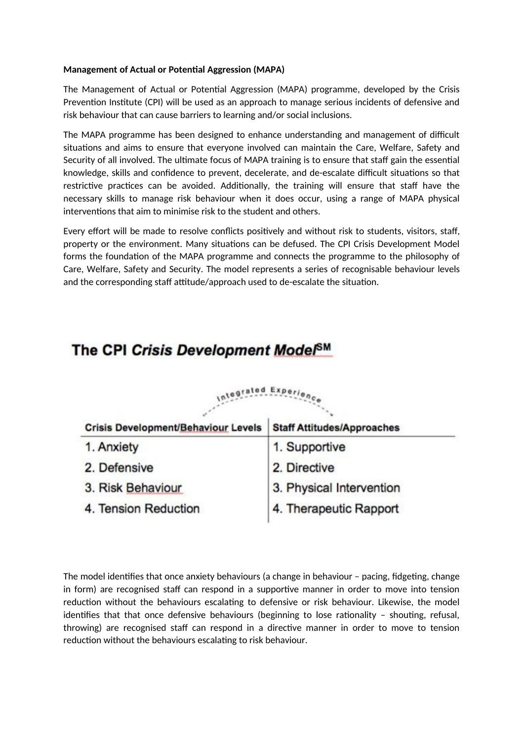**Management of Actual or Potential Aggression (MAPA)**

The Management of Actual or Potential Aggression (MAPA) programme, developed by the Crisis Prevention Institute (CPI) will be used as an approach to manage serious incidents of defensive and risk behaviour that can cause barriers to learning and/or social inclusions.

The MAPA programme has been designed to enhance understanding and management of difficult situations and aims to ensure that everyone involved can maintain the Care, Welfare, Safety and Security of all involved. The ultimate focus of MAPA training is to ensure that staff gain the essential knowledge, skills and confidence to prevent, decelerate, and de-escalate difficult situations so that restrictive practices can be avoided. Additionally, the training will ensure that staff have the necessary skills to manage risk behaviour when it does occur, using a range of MAPA physical interventions that aim to minimise risk to the student and others.

Every effort will be made to resolve conflicts positively and without risk to students, visitors, staff, property or the environment. Many situations can be defused. The CPI Crisis Development Model forms the foundation of the MAPA programme and connects the programme to the philosophy of Care, Welfare, Safety and Security. The model represents a series of recognisable behaviour levels and the corresponding staff attitude/approach used to de-escalate the situation.

**The CPI *Crisis Development Model*SM**

Integrated Experience

| Crisis Development/Behaviour Levels | Staff Attitudes/Approaches |
|---|---|
| 1. Anxiety | 1. Supportive |
| 2. Defensive | 2. Directive |
| 3. Risk Behaviour | 3. Physical Intervention |
| 4. Tension Reduction | 4. Therapeutic Rapport |

The model identifies that once anxiety behaviours (a change in behaviour – pacing, fidgeting, change in form) are recognised staff can respond in a supportive manner in order to move into tension reduction without the behaviours escalating to defensive or risk behaviour. Likewise, the model identifies that that once defensive behaviours (beginning to lose rationality – shouting, refusal, throwing) are recognised staff can respond in a directive manner in order to move to tension reduction without the behaviours escalating to risk behaviour.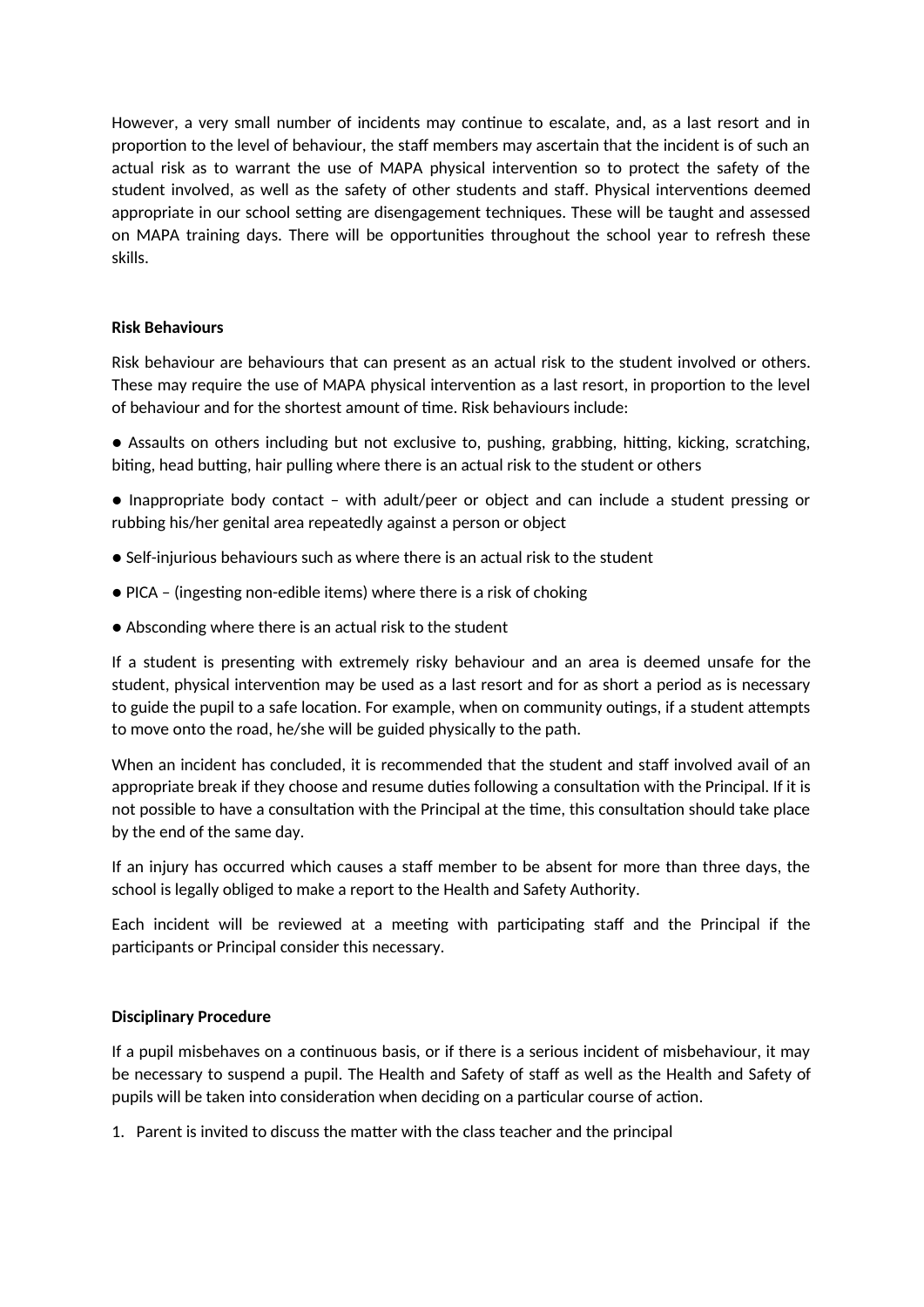However, a very small number of incidents may continue to escalate, and, as a last resort and in proportion to the level of behaviour, the staff members may ascertain that the incident is of such an actual risk as to warrant the use of MAPA physical intervention so to protect the safety of the student involved, as well as the safety of other students and staff. Physical interventions deemed appropriate in our school setting are disengagement techniques. These will be taught and assessed on MAPA training days. There will be opportunities throughout the school year to refresh these skills.

**Risk Behaviours**

Risk behaviour are behaviours that can present as an actual risk to the student involved or others. These may require the use of MAPA physical intervention as a last resort, in proportion to the level of behaviour and for the shortest amount of time. Risk behaviours include:

- Assaults on others including but not exclusive to, pushing, grabbing, hitting, kicking, scratching, biting, head butting, hair pulling where there is an actual risk to the student or others
- Inappropriate body contact – with adult/peer or object and can include a student pressing or rubbing his/her genital area repeatedly against a person or object
- Self-injurious behaviours such as where there is an actual risk to the student
- PICA – (ingesting non-edible items) where there is a risk of choking
- Absconding where there is an actual risk to the student

If a student is presenting with extremely risky behaviour and an area is deemed unsafe for the student, physical intervention may be used as a last resort and for as short a period as is necessary to guide the pupil to a safe location. For example, when on community outings, if a student attempts to move onto the road, he/she will be guided physically to the path.

When an incident has concluded, it is recommended that the student and staff involved avail of an appropriate break if they choose and resume duties following a consultation with the Principal. If it is not possible to have a consultation with the Principal at the time, this consultation should take place by the end of the same day.

If an injury has occurred which causes a staff member to be absent for more than three days, the school is legally obliged to make a report to the Health and Safety Authority.

Each incident will be reviewed at a meeting with participating staff and the Principal if the participants or Principal consider this necessary.

**Disciplinary Procedure**

If a pupil misbehaves on a continuous basis, or if there is a serious incident of misbehaviour, it may be necessary to suspend a pupil. The Health and Safety of staff as well as the Health and Safety of pupils will be taken into consideration when deciding on a particular course of action.

1. Parent is invited to discuss the matter with the class teacher and the principal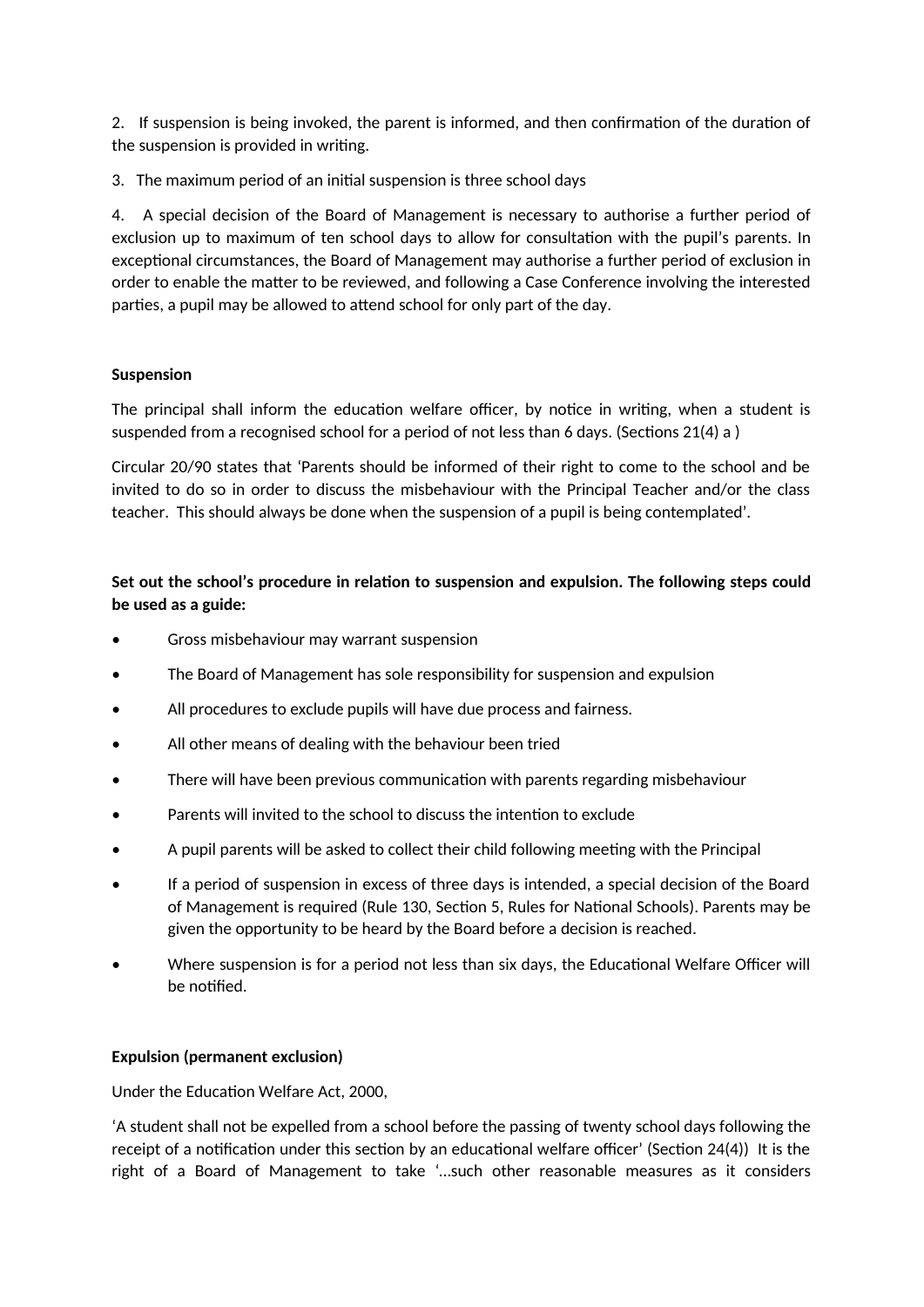2. If suspension is being invoked, the parent is informed, and then confirmation of the duration of the suspension is provided in writing.

3. The maximum period of an initial suspension is three school days

4. A special decision of the Board of Management is necessary to authorise a further period of exclusion up to maximum of ten school days to allow for consultation with the pupil's parents. In exceptional circumstances, the Board of Management may authorise a further period of exclusion in order to enable the matter to be reviewed, and following a Case Conference involving the interested parties, a pupil may be allowed to attend school for only part of the day.

**Suspension**

The principal shall inform the education welfare officer, by notice in writing, when a student is suspended from a recognised school for a period of not less than 6 days. (Sections 21(4) a )

Circular 20/90 states that 'Parents should be informed of their right to come to the school and be invited to do so in order to discuss the misbehaviour with the Principal Teacher and/or the class teacher. This should always be done when the suspension of a pupil is being contemplated'.

**Set out the school's procedure in relation to suspension and expulsion. The following steps could be used as a guide:**

- Gross misbehaviour may warrant suspension
- The Board of Management has sole responsibility for suspension and expulsion
- All procedures to exclude pupils will have due process and fairness.
- All other means of dealing with the behaviour been tried
- There will have been previous communication with parents regarding misbehaviour
- Parents will invited to the school to discuss the intention to exclude
- A pupil parents will be asked to collect their child following meeting with the Principal
- If a period of suspension in excess of three days is intended, a special decision of the Board of Management is required (Rule 130, Section 5, Rules for National Schools). Parents may be given the opportunity to be heard by the Board before a decision is reached.
- Where suspension is for a period not less than six days, the Educational Welfare Officer will be notified.

**Expulsion (permanent exclusion)**

Under the Education Welfare Act, 2000,

'A student shall not be expelled from a school before the passing of twenty school days following the receipt of a notification under this section by an educational welfare officer' (Section 24(4)) It is the right of a Board of Management to take '…such other reasonable measures as it considers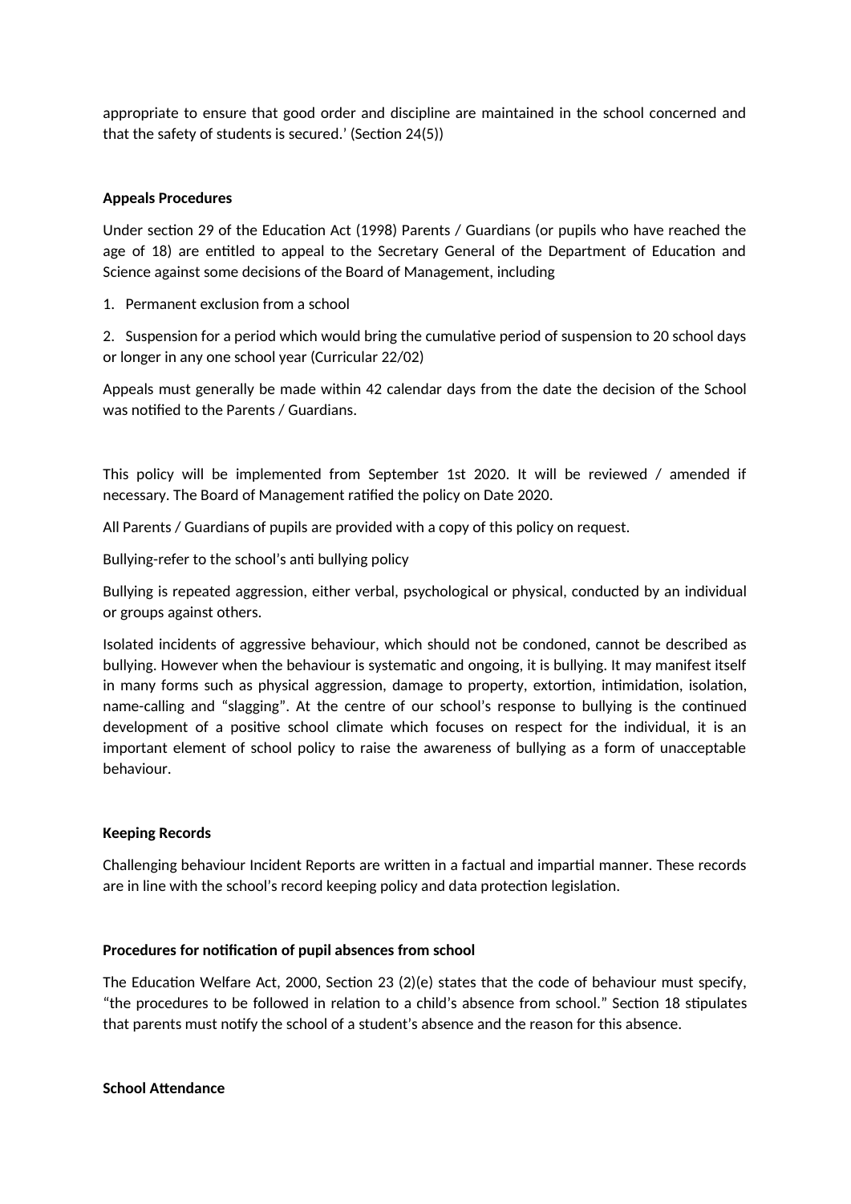appropriate to ensure that good order and discipline are maintained in the school concerned and that the safety of students is secured.' (Section 24(5))

**Appeals Procedures**

Under section 29 of the Education Act (1998) Parents / Guardians (or pupils who have reached the age of 18) are entitled to appeal to the Secretary General of the Department of Education and Science against some decisions of the Board of Management, including

1. Permanent exclusion from a school

2. Suspension for a period which would bring the cumulative period of suspension to 20 school days or longer in any one school year (Curricular 22/02)

Appeals must generally be made within 42 calendar days from the date the decision of the School was notified to the Parents / Guardians.

This policy will be implemented from September 1st 2020. It will be reviewed / amended if necessary. The Board of Management ratified the policy on Date 2020.

All Parents / Guardians of pupils are provided with a copy of this policy on request.

Bullying-refer to the school's anti bullying policy

Bullying is repeated aggression, either verbal, psychological or physical, conducted by an individual or groups against others.

Isolated incidents of aggressive behaviour, which should not be condoned, cannot be described as bullying. However when the behaviour is systematic and ongoing, it is bullying. It may manifest itself in many forms such as physical aggression, damage to property, extortion, intimidation, isolation, name-calling and "slagging". At the centre of our school's response to bullying is the continued development of a positive school climate which focuses on respect for the individual, it is an important element of school policy to raise the awareness of bullying as a form of unacceptable behaviour.

**Keeping Records**

Challenging behaviour Incident Reports are written in a factual and impartial manner. These records are in line with the school's record keeping policy and data protection legislation.

**Procedures for notification of pupil absences from school**

The Education Welfare Act, 2000, Section 23 (2)(e) states that the code of behaviour must specify, "the procedures to be followed in relation to a child's absence from school." Section 18 stipulates that parents must notify the school of a student's absence and the reason for this absence.

**School Attendance**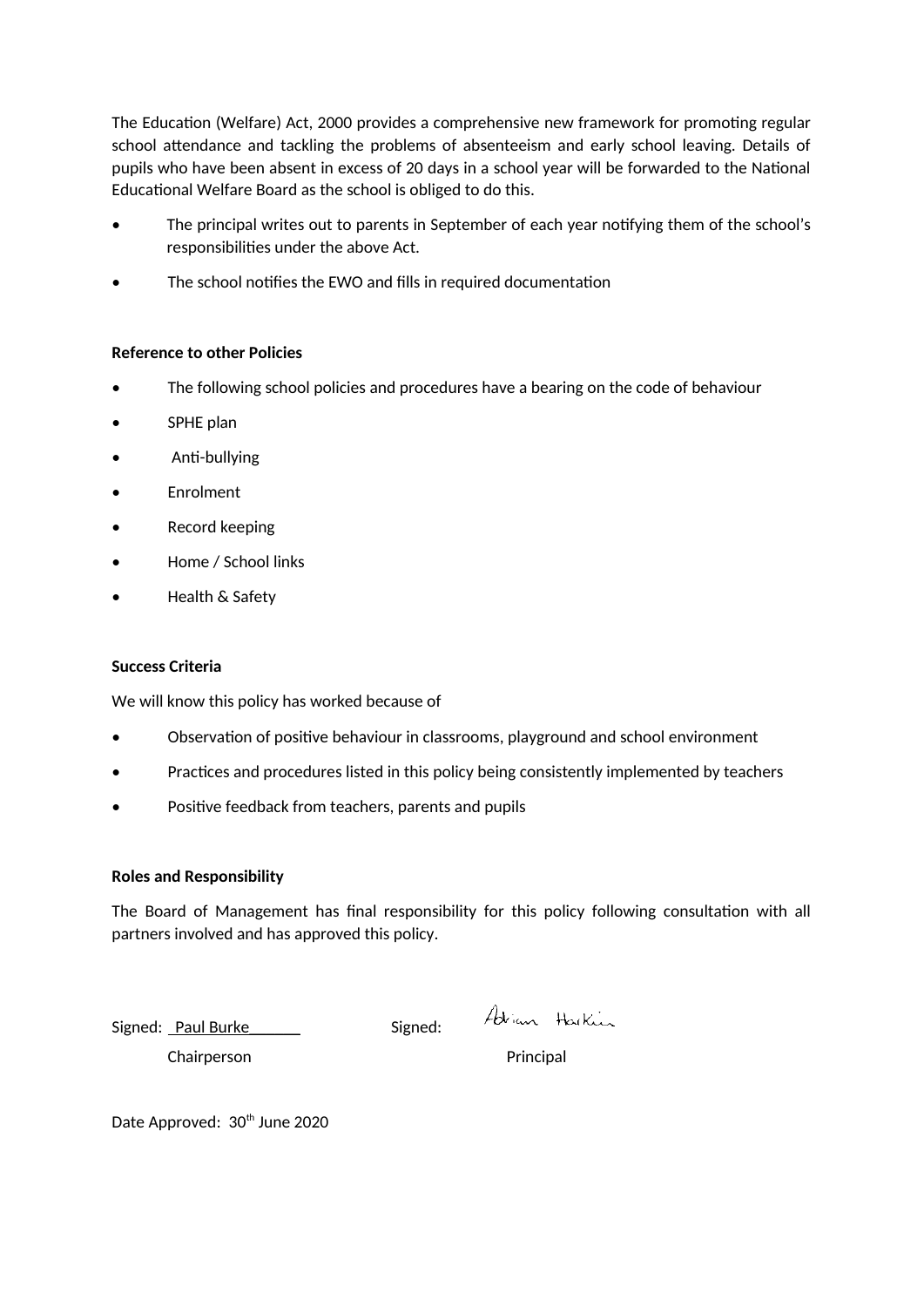The Education (Welfare) Act, 2000 provides a comprehensive new framework for promoting regular school attendance and tackling the problems of absenteeism and early school leaving. Details of pupils who have been absent in excess of 20 days in a school year will be forwarded to the National Educational Welfare Board as the school is obliged to do this.

- The principal writes out to parents in September of each year notifying them of the school's responsibilities under the above Act.
- The school notifies the EWO and fills in required documentation

**Reference to other Policies**

- The following school policies and procedures have a bearing on the code of behaviour
- SPHE plan
- Anti-bullying
- Enrolment
- Record keeping
- Home / School links
- Health & Safety

**Success Criteria**

We will know this policy has worked because of

- Observation of positive behaviour in classrooms, playground and school environment
- Practices and procedures listed in this policy being consistently implemented by teachers
- Positive feedback from teachers, parents and pupils

**Roles and Responsibility**

The Board of Management has final responsibility for this policy following consultation with all partners involved and has approved this policy.

Signed: Paul Burke Signed: Adrian Harkin

Chairperson Principal

Date Approved: 30th June 2020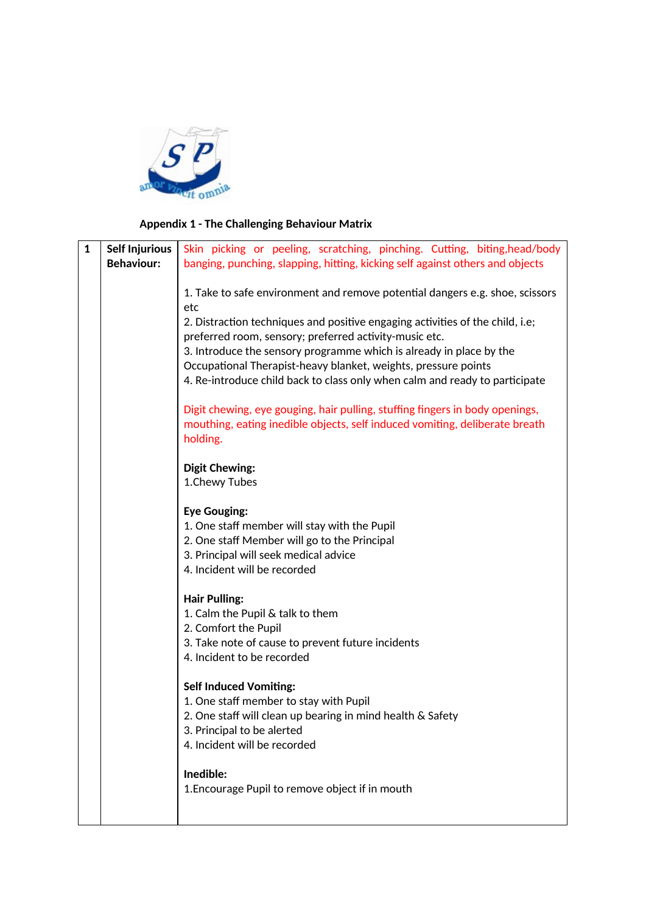**Appendix 1 - The Challenging Behaviour Matrix**

| | | |
|---|---|---|
| 1 | **Self Injurious Behaviour:** | Skin picking or peeling, scratching, pinching. Cutting, biting,head/body banging, punching, slapping, hitting, kicking self against others and objects<br><br>1. Take to safe environment and remove potential dangers e.g. shoe, scissors etc<br>2. Distraction techniques and positive engaging activities of the child, i.e; preferred room, sensory; preferred activity-music etc.<br>3. Introduce the sensory programme which is already in place by the Occupational Therapist-heavy blanket, weights, pressure points<br>4. Re-introduce child back to class only when calm and ready to participate<br><br>Digit chewing, eye gouging, hair pulling, stuffing fingers in body openings, mouthing, eating inedible objects, self induced vomiting, deliberate breath holding.<br><br>**Digit Chewing:**<br>1.Chewy Tubes<br><br>**Eye Gouging:**<br>1. One staff member will stay with the Pupil<br>2. One staff Member will go to the Principal<br>3. Principal will seek medical advice<br>4. Incident will be recorded<br><br>**Hair Pulling:**<br>1. Calm the Pupil & talk to them<br>2. Comfort the Pupil<br>3. Take note of cause to prevent future incidents<br>4. Incident to be recorded<br><br>**Self Induced Vomiting:**<br>1. One staff member to stay with Pupil<br>2. One staff will clean up bearing in mind health & Safety<br>3. Principal to be alerted<br>4. Incident will be recorded<br><br>**Inedible:**<br>1.Encourage Pupil to remove object if in mouth |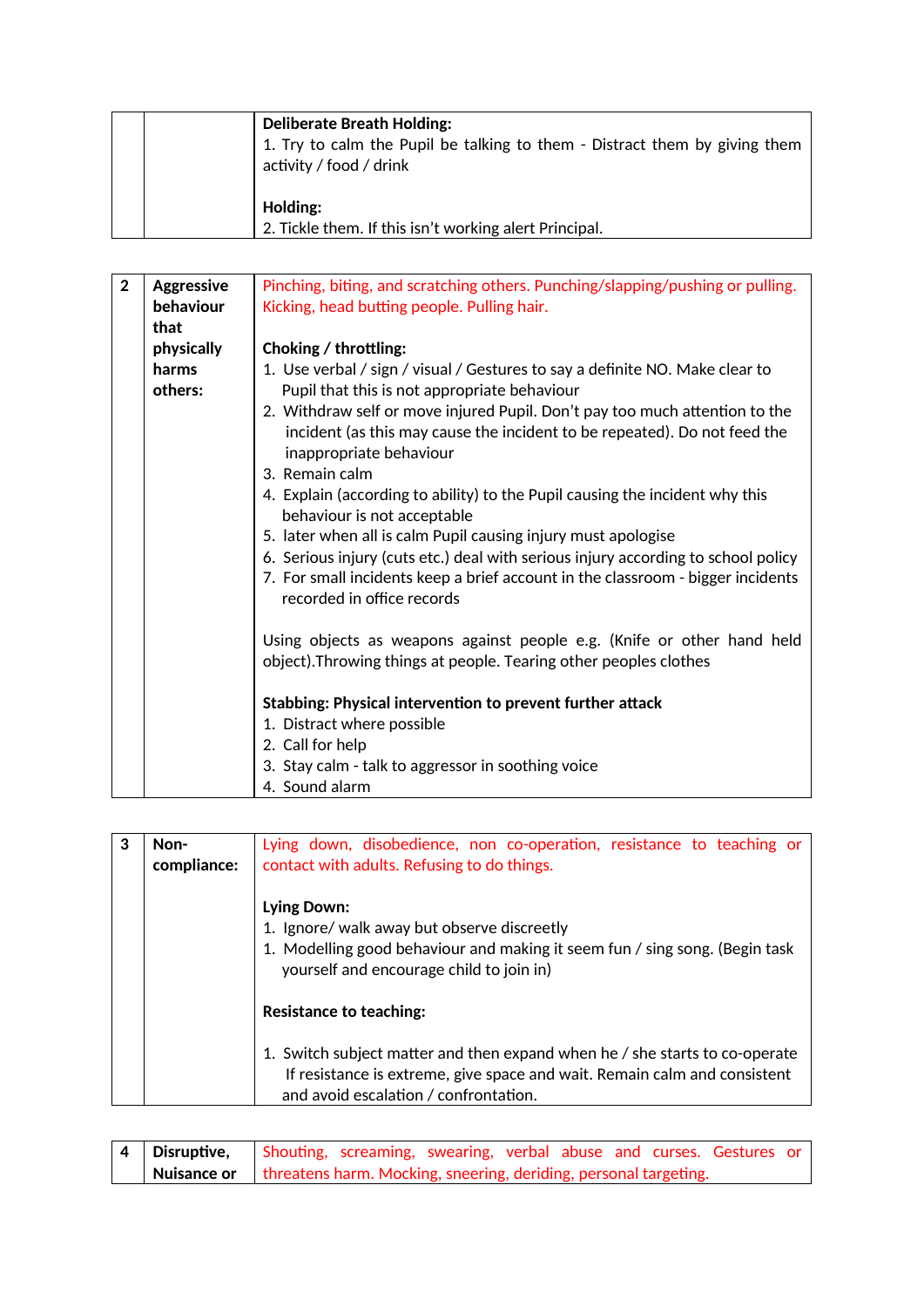| | | |
|---|---|---|
| | | **Deliberate Breath Holding:**<br>1. Try to calm the Pupil be talking to them - Distract them by giving them activity / food / drink<br><br>**Holding:**<br>2. Tickle them. If this isn't working alert Principal. |

| | | |
|---|---|---|
| **2** | **Aggressive behaviour that physically harms others:** | Pinching, biting, and scratching others. Punching/slapping/pushing or pulling. Kicking, head butting people. Pulling hair.<br><br>**Choking / throttling:**<br>1. Use verbal / sign / visual / Gestures to say a definite NO. Make clear to Pupil that this is not appropriate behaviour<br>2. Withdraw self or move injured Pupil. Don't pay too much attention to the incident (as this may cause the incident to be repeated). Do not feed the inappropriate behaviour<br>3. Remain calm<br>4. Explain (according to ability) to the Pupil causing the incident why this behaviour is not acceptable<br>5. later when all is calm Pupil causing injury must apologise<br>6. Serious injury (cuts etc.) deal with serious injury according to school policy<br>7. For small incidents keep a brief account in the classroom - bigger incidents recorded in office records<br><br>Using objects as weapons against people e.g. (Knife or other hand held object).Throwing things at people. Tearing other peoples clothes<br><br>**Stabbing: Physical intervention to prevent further attack**<br>1. Distract where possible<br>2. Call for help<br>3. Stay calm - talk to aggressor in soothing voice<br>4. Sound alarm |

| | | |
|---|---|---|
| **3** | **Non-compliance:** | Lying down, disobedience, non co-operation, resistance to teaching or contact with adults. Refusing to do things.<br><br>**Lying Down:**<br>1. Ignore/ walk away but observe discreetly<br>1. Modelling good behaviour and making it seem fun / sing song. (Begin task yourself and encourage child to join in)<br><br>**Resistance to teaching:**<br><br>1. Switch subject matter and then expand when he / she starts to co-operate If resistance is extreme, give space and wait. Remain calm and consistent and avoid escalation / confrontation. |

| | | |
|---|---|---|
| **4** | **Disruptive, Nuisance or** | Shouting, screaming, swearing, verbal abuse and curses. Gestures or threatens harm. Mocking, sneering, deriding, personal targeting. |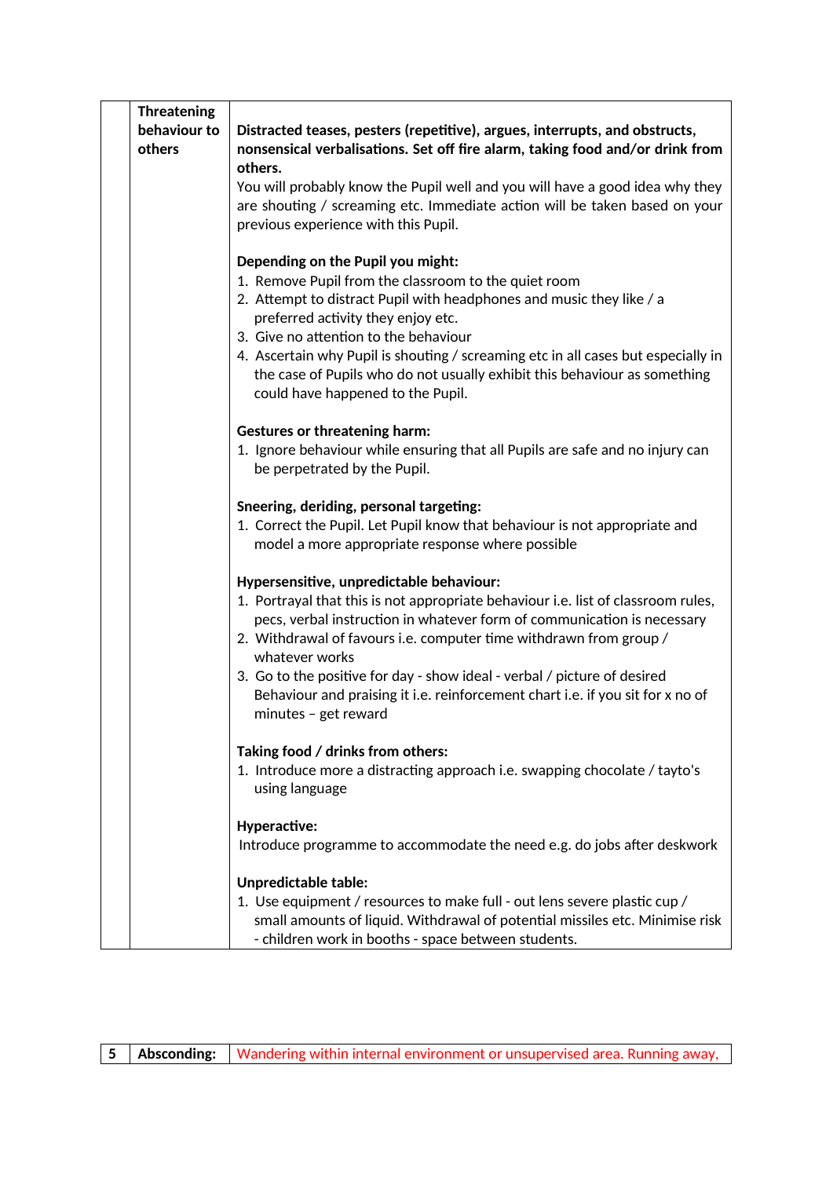| | Threatening behaviour to others | **Distracted teases, pesters (repetitive), argues, interrupts, and obstructs, nonsensical verbalisations. Set off fire alarm, taking food and/or drink from others.**<br>You will probably know the Pupil well and you will have a good idea why they are shouting / screaming etc. Immediate action will be taken based on your previous experience with this Pupil.<br><br>**Depending on the Pupil you might:**<br>1. Remove Pupil from the classroom to the quiet room<br>2. Attempt to distract Pupil with headphones and music they like / a preferred activity they enjoy etc.<br>3. Give no attention to the behaviour<br>4. Ascertain why Pupil is shouting / screaming etc in all cases but especially in the case of Pupils who do not usually exhibit this behaviour as something could have happened to the Pupil.<br><br>**Gestures or threatening harm:**<br>1. Ignore behaviour while ensuring that all Pupils are safe and no injury can be perpetrated by the Pupil.<br><br>**Sneering, deriding, personal targeting:**<br>1. Correct the Pupil. Let Pupil know that behaviour is not appropriate and model a more appropriate response where possible<br><br>**Hypersensitive, unpredictable behaviour:**<br>1. Portrayal that this is not appropriate behaviour i.e. list of classroom rules, pecs, verbal instruction in whatever form of communication is necessary<br>2. Withdrawal of favours i.e. computer time withdrawn from group / whatever works<br>3. Go to the positive for day - show ideal - verbal / picture of desired Behaviour and praising it i.e. reinforcement chart i.e. if you sit for x no of minutes – get reward<br><br>**Taking food / drinks from others:**<br>1. Introduce more a distracting approach i.e. swapping chocolate / tayto's using language<br><br>**Hyperactive:**<br>Introduce programme to accommodate the need e.g. do jobs after deskwork<br><br>**Unpredictable table:**<br>1. Use equipment / resources to make full - out lens severe plastic cup / small amounts of liquid. Withdrawal of potential missiles etc. Minimise risk - children work in booths - space between students. |
|---|---|---|

| 5 | **Absconding:** | Wandering within internal environment or unsupervised area. Running away, |
|---|---|---|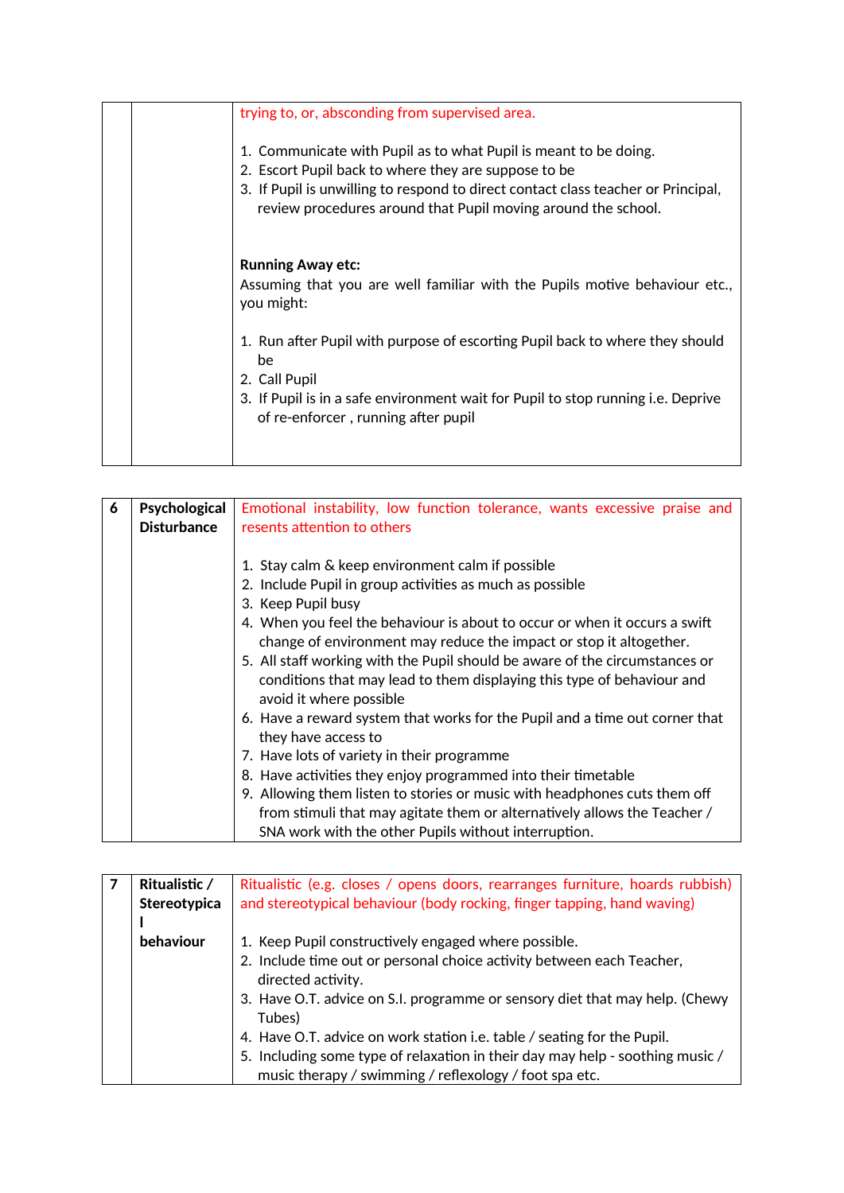| | | |
|---|---|---|
| | | trying to, or, absconding from supervised area.<br><br>1. Communicate with Pupil as to what Pupil is meant to be doing.<br>2. Escort Pupil back to where they are suppose to be<br>3. If Pupil is unwilling to respond to direct contact class teacher or Principal, review procedures around that Pupil moving around the school.<br><br>**Running Away etc:**<br>Assuming that you are well familiar with the Pupils motive behaviour etc., you might:<br><br>1. Run after Pupil with purpose of escorting Pupil back to where they should be<br>2. Call Pupil<br>3. If Pupil is in a safe environment wait for Pupil to stop running i.e. Deprive of re-enforcer , running after pupil |

| | | |
|---|---|---|
| **6** | **Psychological Disturbance** | Emotional instability, low function tolerance, wants excessive praise and resents attention to others<br><br>1. Stay calm & keep environment calm if possible<br>2. Include Pupil in group activities as much as possible<br>3. Keep Pupil busy<br>4. When you feel the behaviour is about to occur or when it occurs a swift change of environment may reduce the impact or stop it altogether.<br>5. All staff working with the Pupil should be aware of the circumstances or conditions that may lead to them displaying this type of behaviour and avoid it where possible<br>6. Have a reward system that works for the Pupil and a time out corner that they have access to<br>7. Have lots of variety in their programme<br>8. Have activities they enjoy programmed into their timetable<br>9. Allowing them listen to stories or music with headphones cuts them off from stimuli that may agitate them or alternatively allows the Teacher / SNA work with the other Pupils without interruption. |

| | | |
|---|---|---|
| **7** | **Ritualistic / Stereotypical behaviour** | Ritualistic (e.g. closes / opens doors, rearranges furniture, hoards rubbish) and stereotypical behaviour (body rocking, finger tapping, hand waving)<br><br>1. Keep Pupil constructively engaged where possible.<br>2. Include time out or personal choice activity between each Teacher, directed activity.<br>3. Have O.T. advice on S.I. programme or sensory diet that may help. (Chewy Tubes)<br>4. Have O.T. advice on work station i.e. table / seating for the Pupil.<br>5. Including some type of relaxation in their day may help - soothing music / music therapy / swimming / reflexology / foot spa etc. |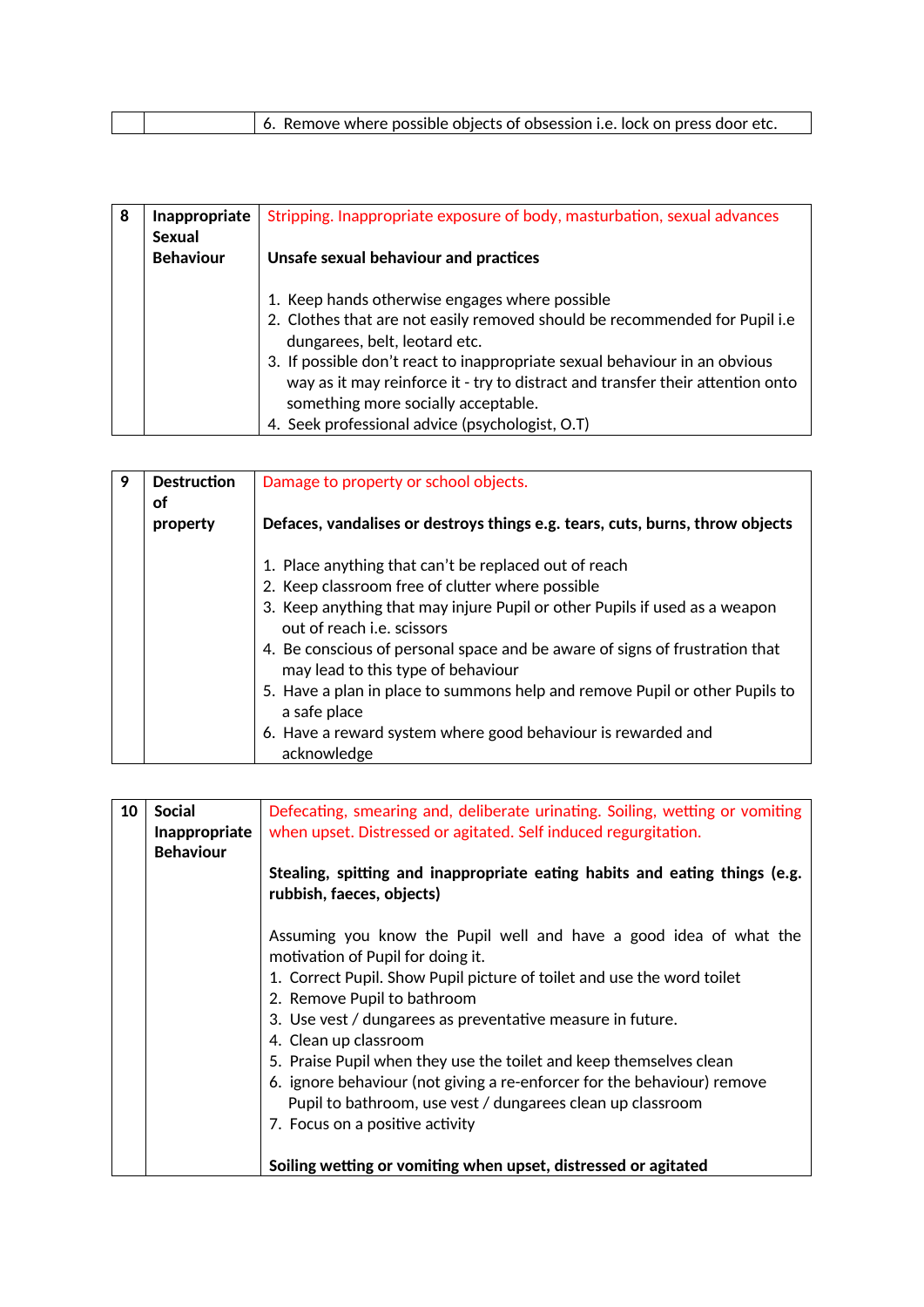| | | |
|---|---|---|
| | | 6. Remove where possible objects of obsession i.e. lock on press door etc. |

| | | |
|---|---|---|
| 8 | **Inappropriate Sexual Behaviour** | Stripping. Inappropriate exposure of body, masturbation, sexual advances<br><br>**Unsafe sexual behaviour and practices**<br><br>1. Keep hands otherwise engages where possible<br>2. Clothes that are not easily removed should be recommended for Pupil i.e dungarees, belt, leotard etc.<br>3. If possible don't react to inappropriate sexual behaviour in an obvious way as it may reinforce it - try to distract and transfer their attention onto something more socially acceptable.<br>4. Seek professional advice (psychologist, O.T) |

| | | |
|---|---|---|
| 9 | **Destruction of property** | Damage to property or school objects.<br><br>**Defaces, vandalises or destroys things e.g. tears, cuts, burns, throw objects**<br><br>1. Place anything that can't be replaced out of reach<br>2. Keep classroom free of clutter where possible<br>3. Keep anything that may injure Pupil or other Pupils if used as a weapon out of reach i.e. scissors<br>4. Be conscious of personal space and be aware of signs of frustration that may lead to this type of behaviour<br>5. Have a plan in place to summons help and remove Pupil or other Pupils to a safe place<br>6. Have a reward system where good behaviour is rewarded and acknowledge |

| | | |
|---|---|---|
| 10 | **Social Inappropriate Behaviour** | Defecating, smearing and, deliberate urinating. Soiling, wetting or vomiting when upset. Distressed or agitated. Self induced regurgitation.<br><br>**Stealing, spitting and inappropriate eating habits and eating things (e.g. rubbish, faeces, objects)**<br><br>Assuming you know the Pupil well and have a good idea of what the motivation of Pupil for doing it.<br>1. Correct Pupil. Show Pupil picture of toilet and use the word toilet<br>2. Remove Pupil to bathroom<br>3. Use vest / dungarees as preventative measure in future.<br>4. Clean up classroom<br>5. Praise Pupil when they use the toilet and keep themselves clean<br>6. ignore behaviour (not giving a re-enforcer for the behaviour) remove Pupil to bathroom, use vest / dungarees clean up classroom<br>7. Focus on a positive activity<br><br>**Soiling wetting or vomiting when upset, distressed or agitated** |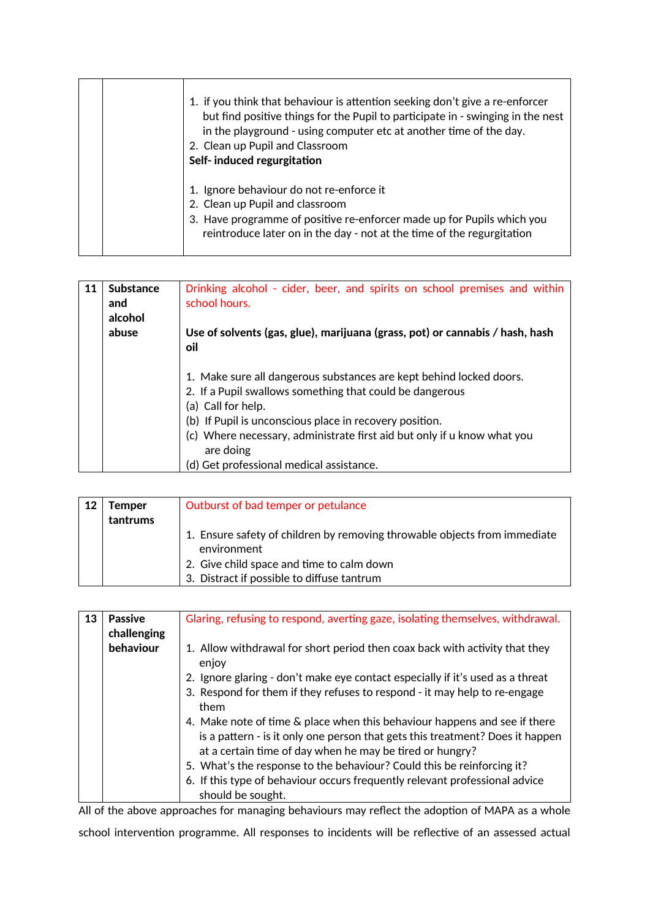| | | |
|---|---|---|
| | | 1. if you think that behaviour is attention seeking don't give a re-enforcer but find positive things for the Pupil to participate in - swinging in the nest in the playground - using computer etc at another time of the day.<br>2. Clean up Pupil and Classroom<br>**Self- induced regurgitation**<br><br>1. Ignore behaviour do not re-enforce it<br>2. Clean up Pupil and classroom<br>3. Have programme of positive re-enforcer made up for Pupils which you reintroduce later on in the day - not at the time of the regurgitation |

| | | |
|---|---|---|
| **11** | **Substance and alcohol abuse** | Drinking alcohol - cider, beer, and spirits on school premises and within school hours.<br><br>**Use of solvents (gas, glue), marijuana (grass, pot) or cannabis / hash, hash oil**<br><br>1. Make sure all dangerous substances are kept behind locked doors.<br>2. If a Pupil swallows something that could be dangerous<br>(a) Call for help.<br>(b) If Pupil is unconscious place in recovery position.<br>(c) Where necessary, administrate first aid but only if u know what you are doing<br>(d) Get professional medical assistance. |

| | | |
|---|---|---|
| **12** | **Temper tantrums** | Outburst of bad temper or petulance<br><br>1. Ensure safety of children by removing throwable objects from immediate environment<br>2. Give child space and time to calm down<br>3. Distract if possible to diffuse tantrum |

| | | |
|---|---|---|
| **13** | **Passive challenging behaviour** | Glaring, refusing to respond, averting gaze, isolating themselves, withdrawal.<br><br>1. Allow withdrawal for short period then coax back with activity that they enjoy<br>2. Ignore glaring - don't make eye contact especially if it's used as a threat<br>3. Respond for them if they refuses to respond - it may help to re-engage them<br>4. Make note of time & place when this behaviour happens and see if there is a pattern - is it only one person that gets this treatment? Does it happen at a certain time of day when he may be tired or hungry?<br>5. What's the response to the behaviour? Could this be reinforcing it?<br>6. If this type of behaviour occurs frequently relevant professional advice should be sought. |

All of the above approaches for managing behaviours may reflect the adoption of MAPA as a whole school intervention programme. All responses to incidents will be reflective of an assessed actual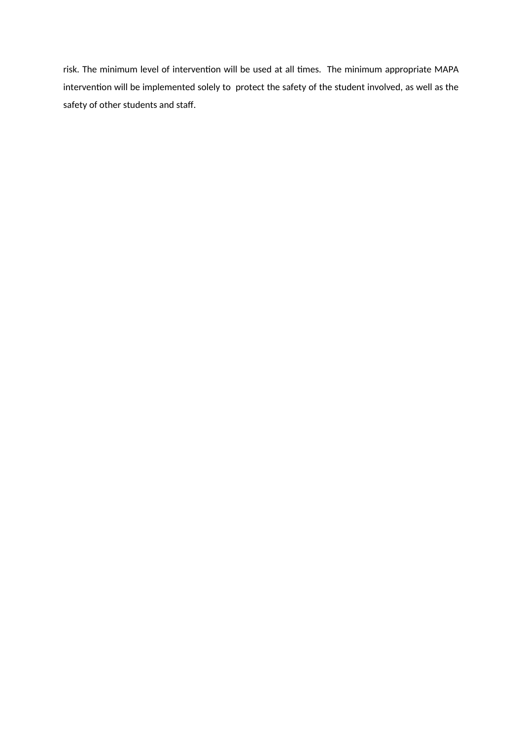risk. The minimum level of intervention will be used at all times. The minimum appropriate MAPA intervention will be implemented solely to protect the safety of the student involved, as well as the safety of other students and staff.